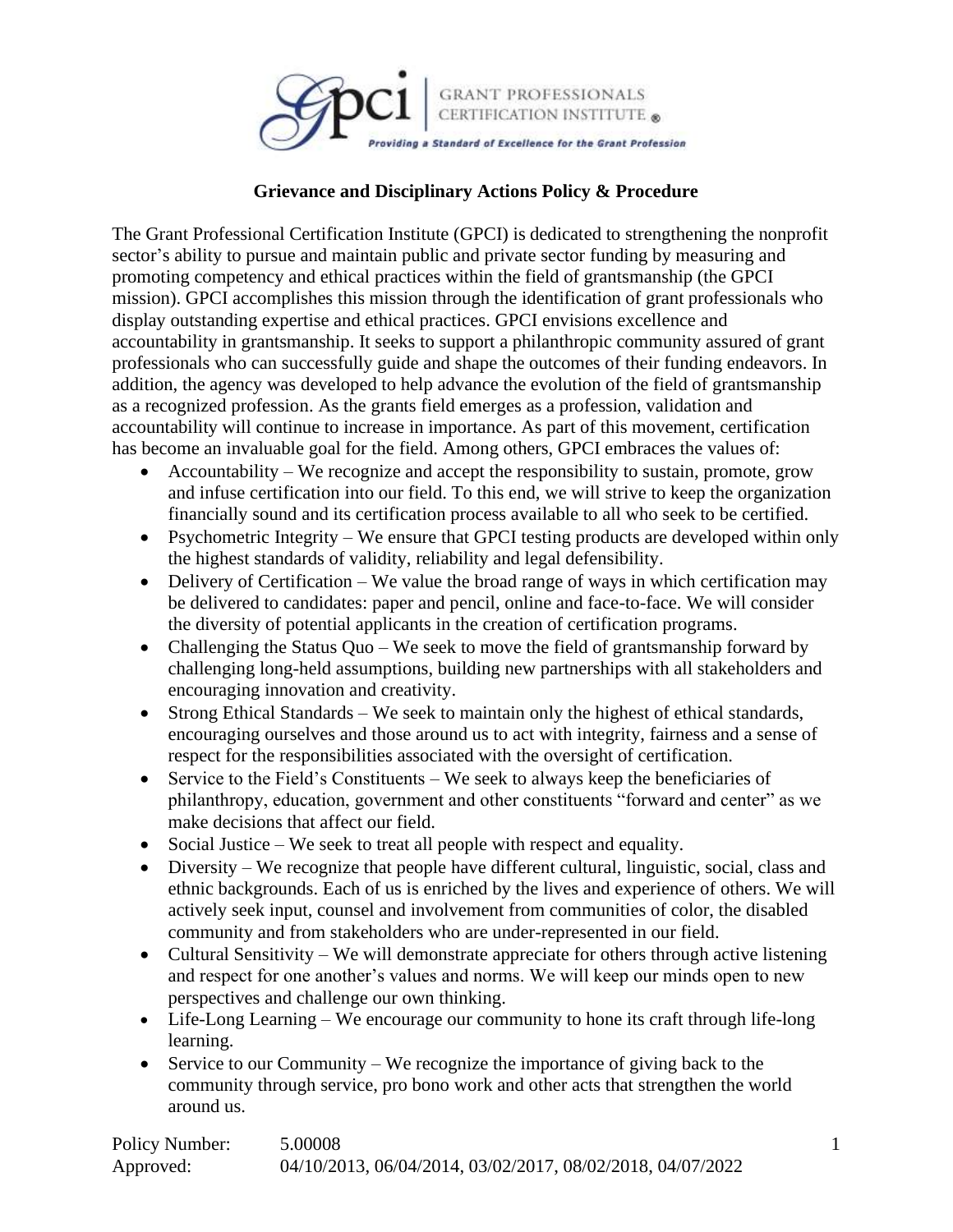# Grievance and Disciplinary Actions Policy & Procedure

The Grant Professional Certification Institute (GPCI) is dedicated to strengthening the nonprofit sector's ability to pursue and maintain public and private sector funding by measuring and promoting competency and ethical practices within the field of grantsmanship (the GPCI mission). GPCI accomplishes this mission through the identification of grant professionals who display outstanding expertise and ethical practices. GPCI envisions excellence and accountability in grantsmanship. It seeks to support a philanthropic community assured of grant professionals who can successfully guide and shape the outcomes of their funding endeavors. In addition, the agency was developed to help advance the evolution of the field of grantsmanship as a recognized profession. As the grants field emerges as a profession, validation and accountability will continue to increase in importance. As part of this movement, certification has become an invaluable goal for the field. Among others, GPCI embraces the values of:

- Accountability – We recognize and accept the responsibility to sustain, promote, grow and infuse certification into our field. To this end, we will strive to keep the organization financially sound and its certification process available to all who seek to be certified.
- Psychometric Integrity – We ensure that GPCI testing products are developed within only the highest standards of validity, reliability and legal defensibility.
- Delivery of Certification – We value the broad range of ways in which certification may be delivered to candidates: paper and pencil, online and face-to-face. We will consider the diversity of potential applicants in the creation of certification programs.
- Challenging the Status Quo – We seek to move the field of grantsmanship forward by challenging long-held assumptions, building new partnerships with all stakeholders and encouraging innovation and creativity.
- Strong Ethical Standards – We seek to maintain only the highest of ethical standards, encouraging ourselves and those around us to act with integrity, fairness and a sense of respect for the responsibilities associated with the oversight of certification.
- Service to the Field's Constituents – We seek to always keep the beneficiaries of philanthropy, education, government and other constituents "forward and center" as we make decisions that affect our field.
- Social Justice – We seek to treat all people with respect and equality.
- Diversity – We recognize that people have different cultural, linguistic, social, class and ethnic backgrounds. Each of us is enriched by the lives and experience of others. We will actively seek input, counsel and involvement from communities of color, the disabled community and from stakeholders who are under-represented in our field.
- Cultural Sensitivity – We will demonstrate appreciate for others through active listening and respect for one another's values and norms. We will keep our minds open to new perspectives and challenge our own thinking.
- Life-Long Learning – We encourage our community to hone its craft through life-long learning.
- Service to our Community – We recognize the importance of giving back to the community through service, pro bono work and other acts that strengthen the world around us.

Policy Number: 5.00008
Approved: 04/10/2013, 06/04/2014, 03/02/2017, 08/02/2018, 04/07/2022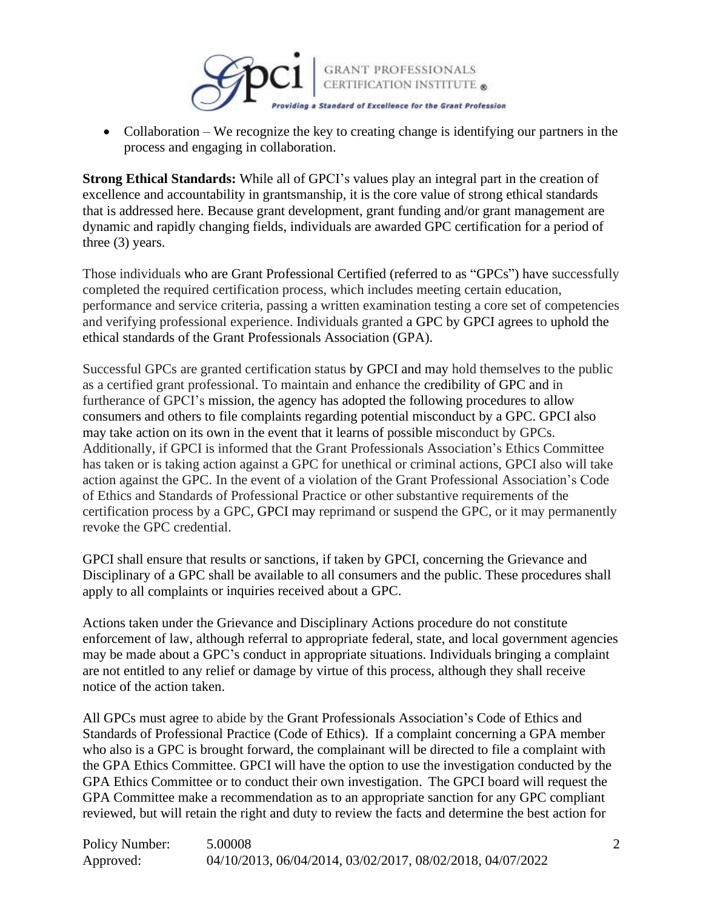- Collaboration – We recognize the key to creating change is identifying our partners in the process and engaging in collaboration.

**Strong Ethical Standards:** While all of GPCI's values play an integral part in the creation of excellence and accountability in grantsmanship, it is the core value of strong ethical standards that is addressed here. Because grant development, grant funding and/or grant management are dynamic and rapidly changing fields, individuals are awarded GPC certification for a period of three (3) years.

Those individuals who are Grant Professional Certified (referred to as "GPCs") have successfully completed the required certification process, which includes meeting certain education, performance and service criteria, passing a written examination testing a core set of competencies and verifying professional experience. Individuals granted a GPC by GPCI agrees to uphold the ethical standards of the Grant Professionals Association (GPA).

Successful GPCs are granted certification status by GPCI and may hold themselves to the public as a certified grant professional. To maintain and enhance the credibility of GPC and in furtherance of GPCI's mission, the agency has adopted the following procedures to allow consumers and others to file complaints regarding potential misconduct by a GPC. GPCI also may take action on its own in the event that it learns of possible misconduct by GPCs. Additionally, if GPCI is informed that the Grant Professionals Association's Ethics Committee has taken or is taking action against a GPC for unethical or criminal actions, GPCI also will take action against the GPC. In the event of a violation of the Grant Professional Association's Code of Ethics and Standards of Professional Practice or other substantive requirements of the certification process by a GPC, GPCI may reprimand or suspend the GPC, or it may permanently revoke the GPC credential.

GPCI shall ensure that results or sanctions, if taken by GPCI, concerning the Grievance and Disciplinary of a GPC shall be available to all consumers and the public. These procedures shall apply to all complaints or inquiries received about a GPC.

Actions taken under the Grievance and Disciplinary Actions procedure do not constitute enforcement of law, although referral to appropriate federal, state, and local government agencies may be made about a GPC's conduct in appropriate situations. Individuals bringing a complaint are not entitled to any relief or damage by virtue of this process, although they shall receive notice of the action taken.

All GPCs must agree to abide by the Grant Professionals Association's Code of Ethics and Standards of Professional Practice (Code of Ethics). If a complaint concerning a GPA member who also is a GPC is brought forward, the complainant will be directed to file a complaint with the GPA Ethics Committee. GPCI will have the option to use the investigation conducted by the GPA Ethics Committee or to conduct their own investigation. The GPCI board will request the GPA Committee make a recommendation as to an appropriate sanction for any GPC compliant reviewed, but will retain the right and duty to review the facts and determine the best action for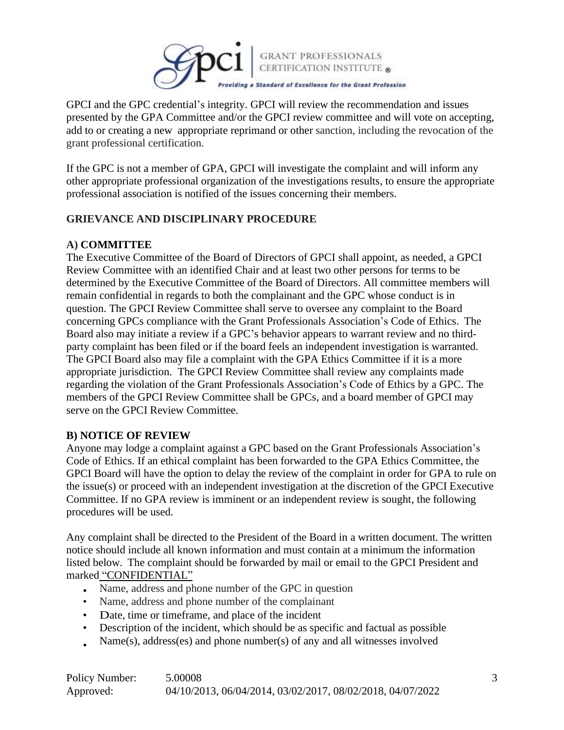GPCI and the GPC credential's integrity. GPCI will review the recommendation and issues presented by the GPA Committee and/or the GPCI review committee and will vote on accepting, add to or creating a new appropriate reprimand or other sanction, including the revocation of the grant professional certification.

If the GPC is not a member of GPA, GPCI will investigate the complaint and will inform any other appropriate professional organization of the investigations results, to ensure the appropriate professional association is notified of the issues concerning their members.

## GRIEVANCE AND DISCIPLINARY PROCEDURE

### A) COMMITTEE

The Executive Committee of the Board of Directors of GPCI shall appoint, as needed, a GPCI Review Committee with an identified Chair and at least two other persons for terms to be determined by the Executive Committee of the Board of Directors. All committee members will remain confidential in regards to both the complainant and the GPC whose conduct is in question. The GPCI Review Committee shall serve to oversee any complaint to the Board concerning GPCs compliance with the Grant Professionals Association's Code of Ethics. The Board also may initiate a review if a GPC's behavior appears to warrant review and no third-party complaint has been filed or if the board feels an independent investigation is warranted. The GPCI Board also may file a complaint with the GPA Ethics Committee if it is a more appropriate jurisdiction. The GPCI Review Committee shall review any complaints made regarding the violation of the Grant Professionals Association's Code of Ethics by a GPC. The members of the GPCI Review Committee shall be GPCs, and a board member of GPCI may serve on the GPCI Review Committee.

### B) NOTICE OF REVIEW

Anyone may lodge a complaint against a GPC based on the Grant Professionals Association's Code of Ethics. If an ethical complaint has been forwarded to the GPA Ethics Committee, the GPCI Board will have the option to delay the review of the complaint in order for GPA to rule on the issue(s) or proceed with an independent investigation at the discretion of the GPCI Executive Committee. If no GPA review is imminent or an independent review is sought, the following procedures will be used.

Any complaint shall be directed to the President of the Board in a written document. The written notice should include all known information and must contain at a minimum the information listed below. The complaint should be forwarded by mail or email to the GPCI President and marked "CONFIDENTIAL"

- Name, address and phone number of the GPC in question
- Name, address and phone number of the complainant
- Date, time or timeframe, and place of the incident
- Description of the incident, which should be as specific and factual as possible
- Name(s), address(es) and phone number(s) of any and all witnesses involved

Policy Number: 5.00008
Approved: 04/10/2013, 06/04/2014, 03/02/2017, 08/02/2018, 04/07/2022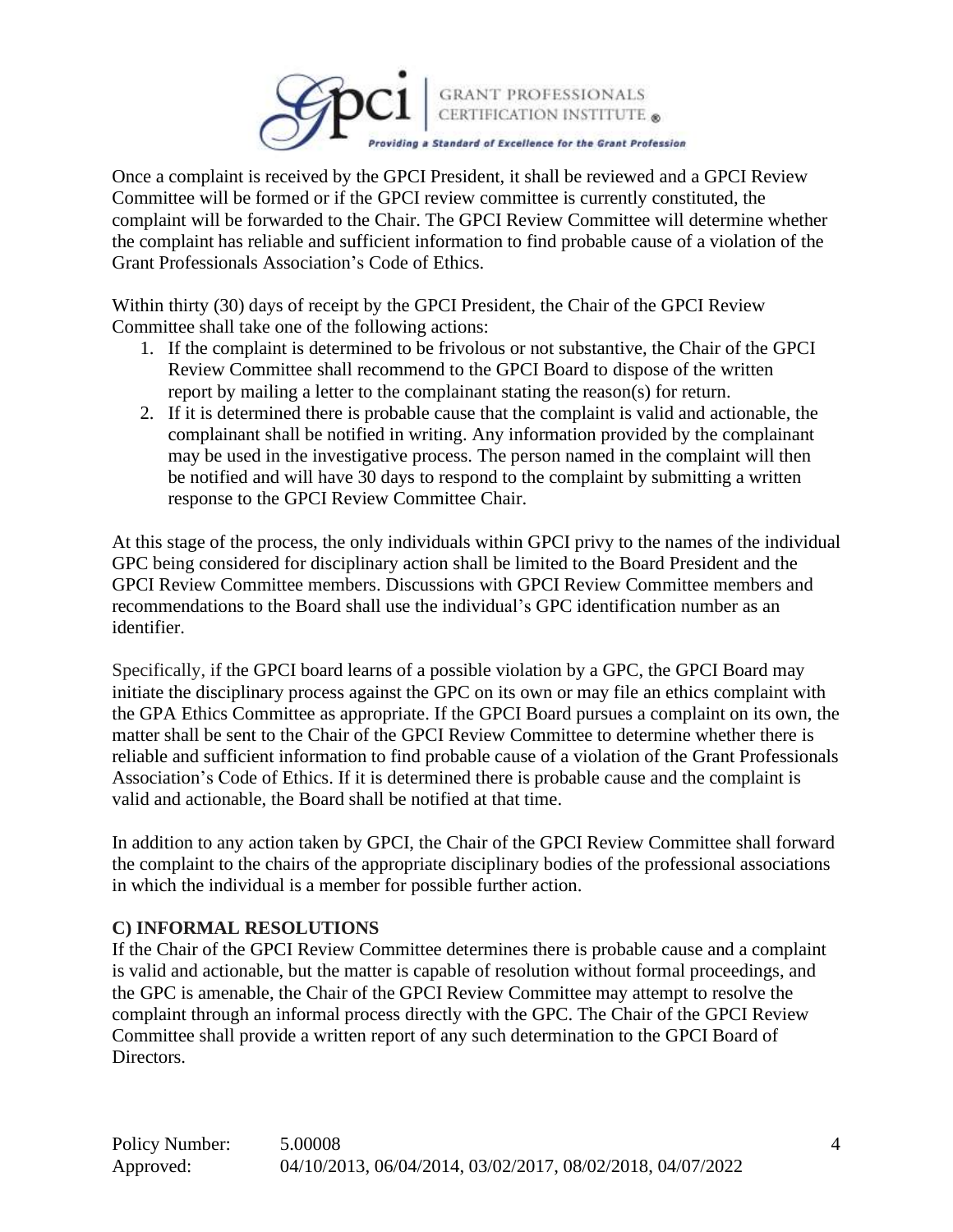Once a complaint is received by the GPCI President, it shall be reviewed and a GPCI Review Committee will be formed or if the GPCI review committee is currently constituted, the complaint will be forwarded to the Chair. The GPCI Review Committee will determine whether the complaint has reliable and sufficient information to find probable cause of a violation of the Grant Professionals Association's Code of Ethics.

Within thirty (30) days of receipt by the GPCI President, the Chair of the GPCI Review Committee shall take one of the following actions:

1. If the complaint is determined to be frivolous or not substantive, the Chair of the GPCI Review Committee shall recommend to the GPCI Board to dispose of the written report by mailing a letter to the complainant stating the reason(s) for return.
2. If it is determined there is probable cause that the complaint is valid and actionable, the complainant shall be notified in writing. Any information provided by the complainant may be used in the investigative process. The person named in the complaint will then be notified and will have 30 days to respond to the complaint by submitting a written response to the GPCI Review Committee Chair.

At this stage of the process, the only individuals within GPCI privy to the names of the individual GPC being considered for disciplinary action shall be limited to the Board President and the GPCI Review Committee members. Discussions with GPCI Review Committee members and recommendations to the Board shall use the individual's GPC identification number as an identifier.

Specifically, if the GPCI board learns of a possible violation by a GPC, the GPCI Board may initiate the disciplinary process against the GPC on its own or may file an ethics complaint with the GPA Ethics Committee as appropriate. If the GPCI Board pursues a complaint on its own, the matter shall be sent to the Chair of the GPCI Review Committee to determine whether there is reliable and sufficient information to find probable cause of a violation of the Grant Professionals Association's Code of Ethics. If it is determined there is probable cause and the complaint is valid and actionable, the Board shall be notified at that time.

In addition to any action taken by GPCI, the Chair of the GPCI Review Committee shall forward the complaint to the chairs of the appropriate disciplinary bodies of the professional associations in which the individual is a member for possible further action.

**C) INFORMAL RESOLUTIONS**

If the Chair of the GPCI Review Committee determines there is probable cause and a complaint is valid and actionable, but the matter is capable of resolution without formal proceedings, and the GPC is amenable, the Chair of the GPCI Review Committee may attempt to resolve the complaint through an informal process directly with the GPC. The Chair of the GPCI Review Committee shall provide a written report of any such determination to the GPCI Board of Directors.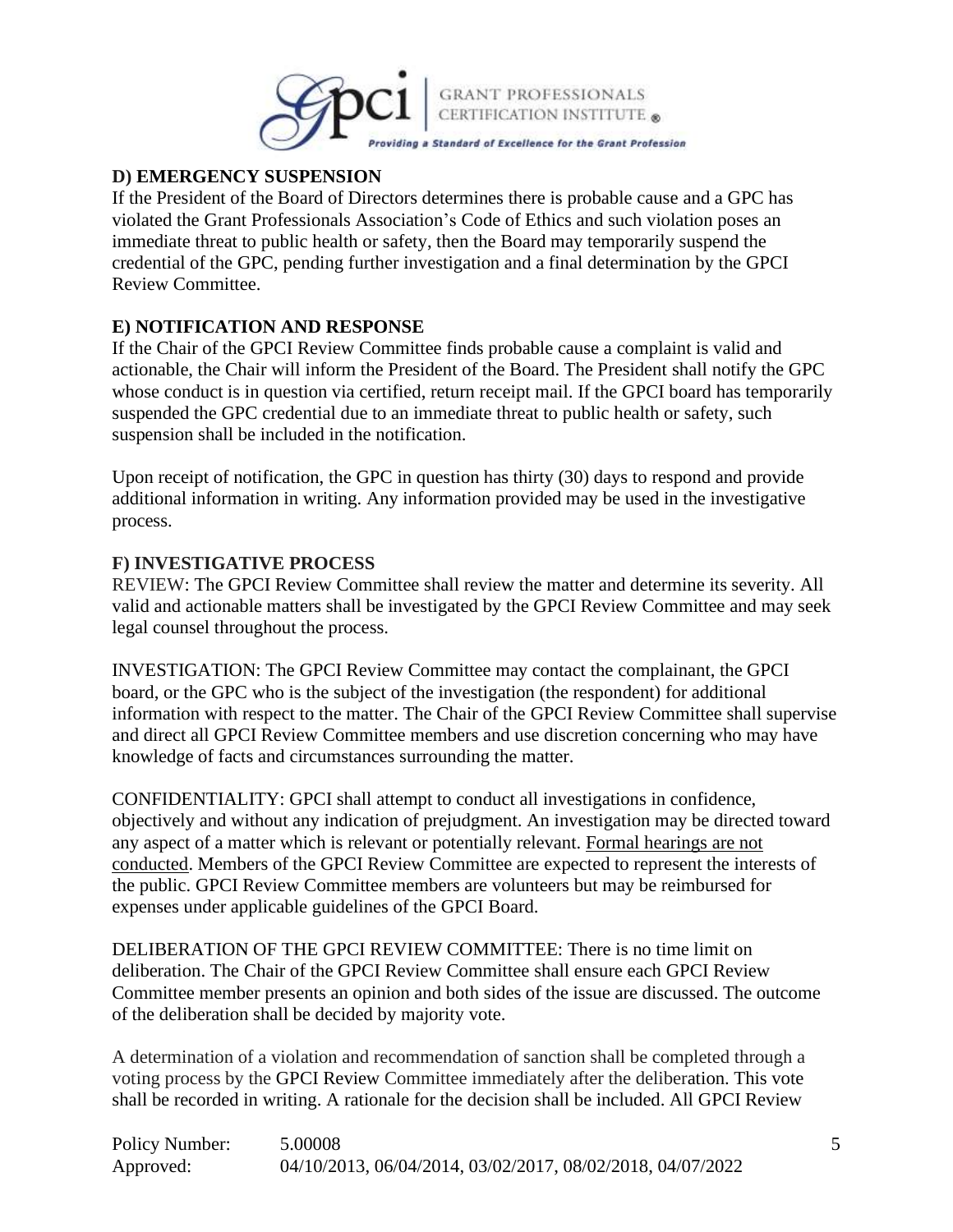### D) EMERGENCY SUSPENSION

If the President of the Board of Directors determines there is probable cause and a GPC has violated the Grant Professionals Association's Code of Ethics and such violation poses an immediate threat to public health or safety, then the Board may temporarily suspend the credential of the GPC, pending further investigation and a final determination by the GPCI Review Committee.

### E) NOTIFICATION AND RESPONSE

If the Chair of the GPCI Review Committee finds probable cause a complaint is valid and actionable, the Chair will inform the President of the Board. The President shall notify the GPC whose conduct is in question via certified, return receipt mail. If the GPCI board has temporarily suspended the GPC credential due to an immediate threat to public health or safety, such suspension shall be included in the notification.

Upon receipt of notification, the GPC in question has thirty (30) days to respond and provide additional information in writing. Any information provided may be used in the investigative process.

### F) INVESTIGATIVE PROCESS

REVIEW: The GPCI Review Committee shall review the matter and determine its severity. All valid and actionable matters shall be investigated by the GPCI Review Committee and may seek legal counsel throughout the process.

INVESTIGATION: The GPCI Review Committee may contact the complainant, the GPCI board, or the GPC who is the subject of the investigation (the respondent) for additional information with respect to the matter. The Chair of the GPCI Review Committee shall supervise and direct all GPCI Review Committee members and use discretion concerning who may have knowledge of facts and circumstances surrounding the matter.

CONFIDENTIALITY: GPCI shall attempt to conduct all investigations in confidence, objectively and without any indication of prejudgment. An investigation may be directed toward any aspect of a matter which is relevant or potentially relevant. <u>Formal hearings are not conducted</u>. Members of the GPCI Review Committee are expected to represent the interests of the public. GPCI Review Committee members are volunteers but may be reimbursed for expenses under applicable guidelines of the GPCI Board.

DELIBERATION OF THE GPCI REVIEW COMMITTEE: There is no time limit on deliberation. The Chair of the GPCI Review Committee shall ensure each GPCI Review Committee member presents an opinion and both sides of the issue are discussed. The outcome of the deliberation shall be decided by majority vote.

A determination of a violation and recommendation of sanction shall be completed through a voting process by the GPCI Review Committee immediately after the deliberation. This vote shall be recorded in writing. A rationale for the decision shall be included. All GPCI Review

Policy Number: 5.00008
Approved: 04/10/2013, 06/04/2014, 03/02/2017, 08/02/2018, 04/07/2022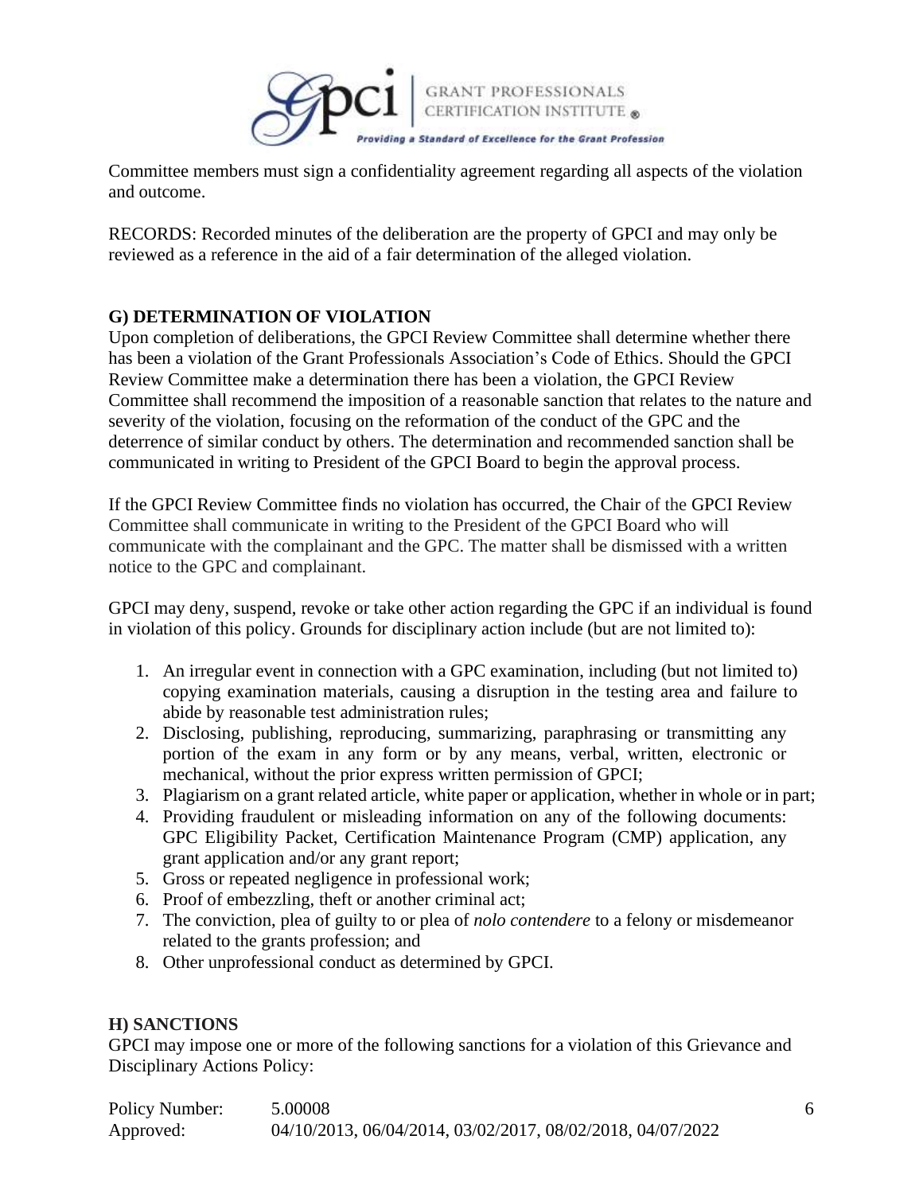Committee members must sign a confidentiality agreement regarding all aspects of the violation and outcome.

RECORDS: Recorded minutes of the deliberation are the property of GPCI and may only be reviewed as a reference in the aid of a fair determination of the alleged violation.

**G) DETERMINATION OF VIOLATION**

Upon completion of deliberations, the GPCI Review Committee shall determine whether there has been a violation of the Grant Professionals Association's Code of Ethics. Should the GPCI Review Committee make a determination there has been a violation, the GPCI Review Committee shall recommend the imposition of a reasonable sanction that relates to the nature and severity of the violation, focusing on the reformation of the conduct of the GPC and the deterrence of similar conduct by others. The determination and recommended sanction shall be communicated in writing to President of the GPCI Board to begin the approval process.

If the GPCI Review Committee finds no violation has occurred, the Chair of the GPCI Review Committee shall communicate in writing to the President of the GPCI Board who will communicate with the complainant and the GPC. The matter shall be dismissed with a written notice to the GPC and complainant.

GPCI may deny, suspend, revoke or take other action regarding the GPC if an individual is found in violation of this policy. Grounds for disciplinary action include (but are not limited to):

1. An irregular event in connection with a GPC examination, including (but not limited to) copying examination materials, causing a disruption in the testing area and failure to abide by reasonable test administration rules;
2. Disclosing, publishing, reproducing, summarizing, paraphrasing or transmitting any portion of the exam in any form or by any means, verbal, written, electronic or mechanical, without the prior express written permission of GPCI;
3. Plagiarism on a grant related article, white paper or application, whether in whole or in part;
4. Providing fraudulent or misleading information on any of the following documents: GPC Eligibility Packet, Certification Maintenance Program (CMP) application, any grant application and/or any grant report;
5. Gross or repeated negligence in professional work;
6. Proof of embezzling, theft or another criminal act;
7. The conviction, plea of guilty to or plea of *nolo contendere* to a felony or misdemeanor related to the grants profession; and
8. Other unprofessional conduct as determined by GPCI.

**H) SANCTIONS**

GPCI may impose one or more of the following sanctions for a violation of this Grievance and Disciplinary Actions Policy:

Policy Number: 5.00008
Approved: 04/10/2013, 06/04/2014, 03/02/2017, 08/02/2018, 04/07/2022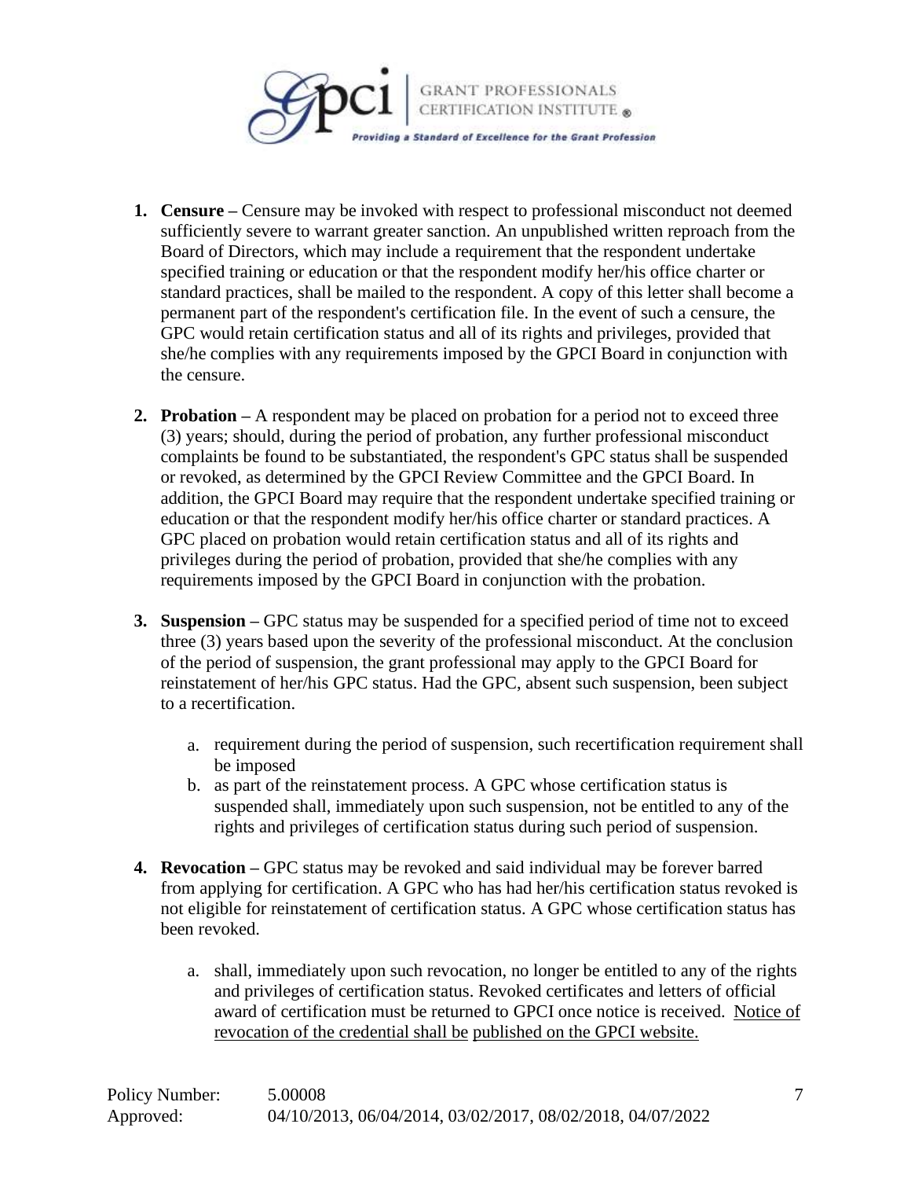1. **Censure –** Censure may be invoked with respect to professional misconduct not deemed sufficiently severe to warrant greater sanction. An unpublished written reproach from the Board of Directors, which may include a requirement that the respondent undertake specified training or education or that the respondent modify her/his office charter or standard practices, shall be mailed to the respondent. A copy of this letter shall become a permanent part of the respondent's certification file. In the event of such a censure, the GPC would retain certification status and all of its rights and privileges, provided that she/he complies with any requirements imposed by the GPCI Board in conjunction with the censure.

2. **Probation –** A respondent may be placed on probation for a period not to exceed three (3) years; should, during the period of probation, any further professional misconduct complaints be found to be substantiated, the respondent's GPC status shall be suspended or revoked, as determined by the GPCI Review Committee and the GPCI Board. In addition, the GPCI Board may require that the respondent undertake specified training or education or that the respondent modify her/his office charter or standard practices. A GPC placed on probation would retain certification status and all of its rights and privileges during the period of probation, provided that she/he complies with any requirements imposed by the GPCI Board in conjunction with the probation.

3. **Suspension –** GPC status may be suspended for a specified period of time not to exceed three (3) years based upon the severity of the professional misconduct. At the conclusion of the period of suspension, the grant professional may apply to the GPCI Board for reinstatement of her/his GPC status. Had the GPC, absent such suspension, been subject to a recertification.

    a. requirement during the period of suspension, such recertification requirement shall be imposed
    b. as part of the reinstatement process. A GPC whose certification status is suspended shall, immediately upon such suspension, not be entitled to any of the rights and privileges of certification status during such period of suspension.

4. **Revocation –** GPC status may be revoked and said individual may be forever barred from applying for certification. A GPC who has had her/his certification status revoked is not eligible for reinstatement of certification status. A GPC whose certification status has been revoked.

    a. shall, immediately upon such revocation, no longer be entitled to any of the rights and privileges of certification status. Revoked certificates and letters of official award of certification must be returned to GPCI once notice is received. Notice of revocation of the credential shall be published on the GPCI website.

Policy Number: 5.00008
Approved: 04/10/2013, 06/04/2014, 03/02/2017, 08/02/2018, 04/07/2022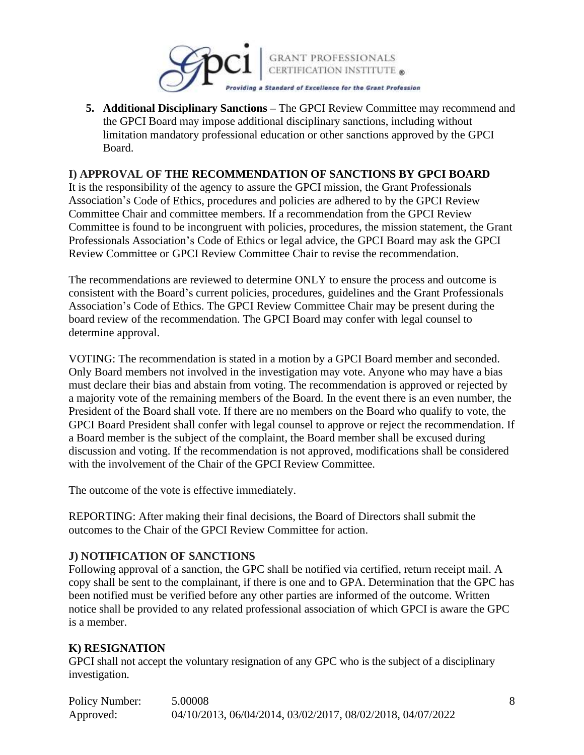5. **Additional Disciplinary Sanctions** – The GPCI Review Committee may recommend and the GPCI Board may impose additional disciplinary sanctions, including without limitation mandatory professional education or other sanctions approved by the GPCI Board.

## I) APPROVAL OF THE RECOMMENDATION OF SANCTIONS BY GPCI BOARD

It is the responsibility of the agency to assure the GPCI mission, the Grant Professionals Association's Code of Ethics, procedures and policies are adhered to by the GPCI Review Committee Chair and committee members. If a recommendation from the GPCI Review Committee is found to be incongruent with policies, procedures, the mission statement, the Grant Professionals Association's Code of Ethics or legal advice, the GPCI Board may ask the GPCI Review Committee or GPCI Review Committee Chair to revise the recommendation.

The recommendations are reviewed to determine ONLY to ensure the process and outcome is consistent with the Board's current policies, procedures, guidelines and the Grant Professionals Association's Code of Ethics. The GPCI Review Committee Chair may be present during the board review of the recommendation. The GPCI Board may confer with legal counsel to determine approval.

VOTING: The recommendation is stated in a motion by a GPCI Board member and seconded. Only Board members not involved in the investigation may vote. Anyone who may have a bias must declare their bias and abstain from voting. The recommendation is approved or rejected by a majority vote of the remaining members of the Board. In the event there is an even number, the President of the Board shall vote. If there are no members on the Board who qualify to vote, the GPCI Board President shall confer with legal counsel to approve or reject the recommendation. If a Board member is the subject of the complaint, the Board member shall be excused during discussion and voting. If the recommendation is not approved, modifications shall be considered with the involvement of the Chair of the GPCI Review Committee.

The outcome of the vote is effective immediately.

REPORTING: After making their final decisions, the Board of Directors shall submit the outcomes to the Chair of the GPCI Review Committee for action.

## J) NOTIFICATION OF SANCTIONS

Following approval of a sanction, the GPC shall be notified via certified, return receipt mail. A copy shall be sent to the complainant, if there is one and to GPA. Determination that the GPC has been notified must be verified before any other parties are informed of the outcome. Written notice shall be provided to any related professional association of which GPCI is aware the GPC is a member.

## K) RESIGNATION

GPCI shall not accept the voluntary resignation of any GPC who is the subject of a disciplinary investigation.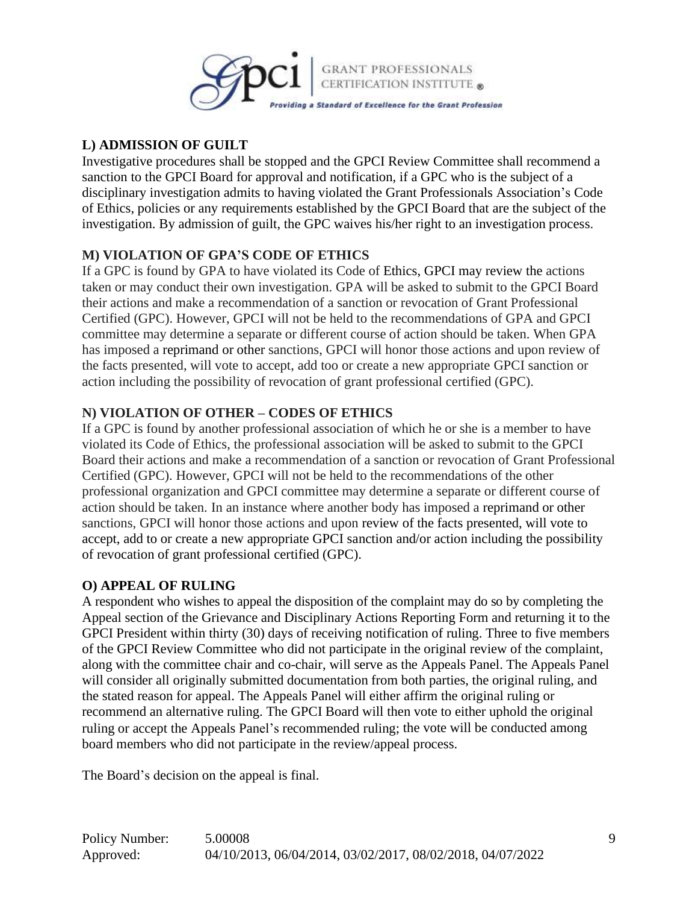## L) ADMISSION OF GUILT

Investigative procedures shall be stopped and the GPCI Review Committee shall recommend a sanction to the GPCI Board for approval and notification, if a GPC who is the subject of a disciplinary investigation admits to having violated the Grant Professionals Association's Code of Ethics, policies or any requirements established by the GPCI Board that are the subject of the investigation. By admission of guilt, the GPC waives his/her right to an investigation process.

## M) VIOLATION OF GPA'S CODE OF ETHICS

If a GPC is found by GPA to have violated its Code of Ethics, GPCI may review the actions taken or may conduct their own investigation. GPA will be asked to submit to the GPCI Board their actions and make a recommendation of a sanction or revocation of Grant Professional Certified (GPC). However, GPCI will not be held to the recommendations of GPA and GPCI committee may determine a separate or different course of action should be taken. When GPA has imposed a reprimand or other sanctions, GPCI will honor those actions and upon review of the facts presented, will vote to accept, add too or create a new appropriate GPCI sanction or action including the possibility of revocation of grant professional certified (GPC).

## N) VIOLATION OF OTHER – CODES OF ETHICS

If a GPC is found by another professional association of which he or she is a member to have violated its Code of Ethics, the professional association will be asked to submit to the GPCI Board their actions and make a recommendation of a sanction or revocation of Grant Professional Certified (GPC). However, GPCI will not be held to the recommendations of the other professional organization and GPCI committee may determine a separate or different course of action should be taken. In an instance where another body has imposed a reprimand or other sanctions, GPCI will honor those actions and upon review of the facts presented, will vote to accept, add to or create a new appropriate GPCI sanction and/or action including the possibility of revocation of grant professional certified (GPC).

## O) APPEAL OF RULING

A respondent who wishes to appeal the disposition of the complaint may do so by completing the Appeal section of the Grievance and Disciplinary Actions Reporting Form and returning it to the GPCI President within thirty (30) days of receiving notification of ruling. Three to five members of the GPCI Review Committee who did not participate in the original review of the complaint, along with the committee chair and co-chair, will serve as the Appeals Panel. The Appeals Panel will consider all originally submitted documentation from both parties, the original ruling, and the stated reason for appeal. The Appeals Panel will either affirm the original ruling or recommend an alternative ruling. The GPCI Board will then vote to either uphold the original ruling or accept the Appeals Panel's recommended ruling; the vote will be conducted among board members who did not participate in the review/appeal process.

The Board's decision on the appeal is final.